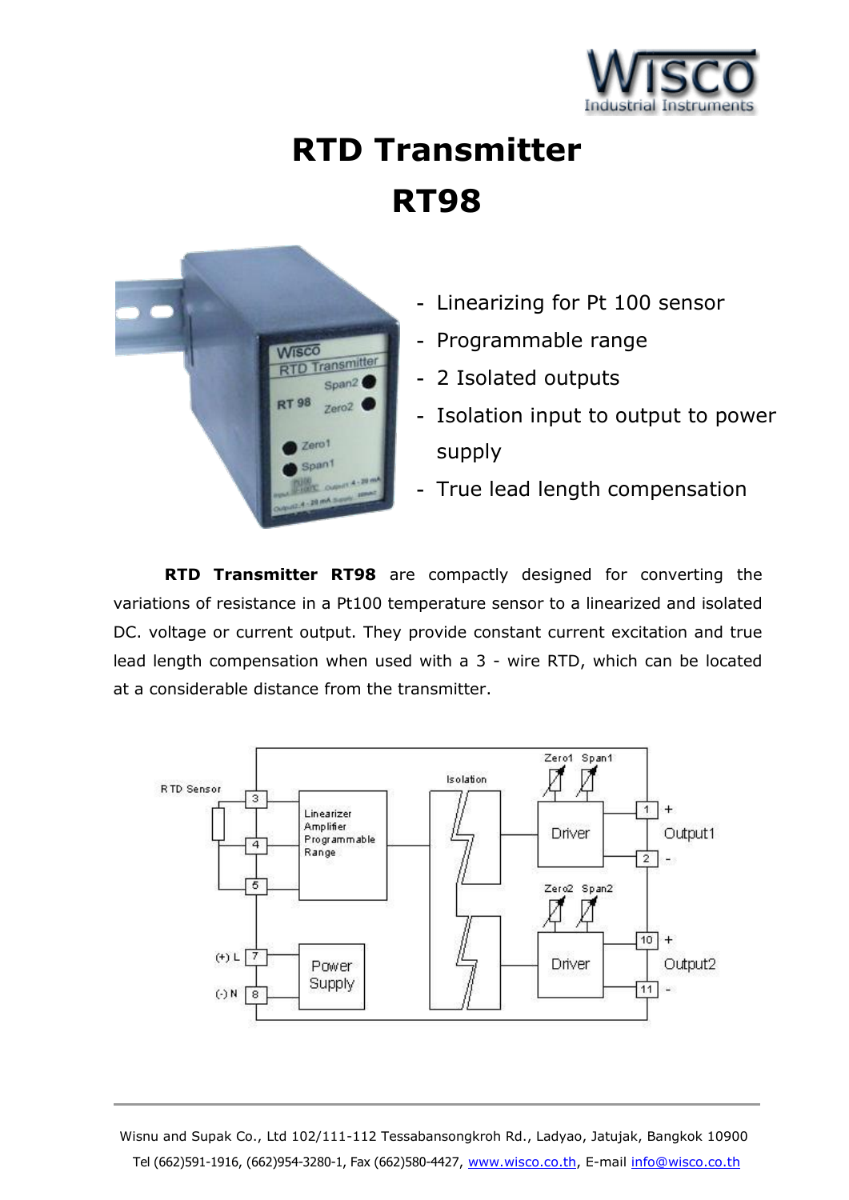# RTD Transmitter

# RT98

- Linearizing for Pt 100 sensor
- Programmable range
- 2 Isolated outputs
- Isolation input to output to power supply
- True lead length compensation

**RTD Transmitter RT98** are compactly designed for converting the variations of resistance in a Pt100 temperature sensor to a linearized and isolated DC. voltage or current output. They provide constant current excitation and true lead length compensation when used with a 3 - wire RTD, which can be located at a considerable distance from the transmitter.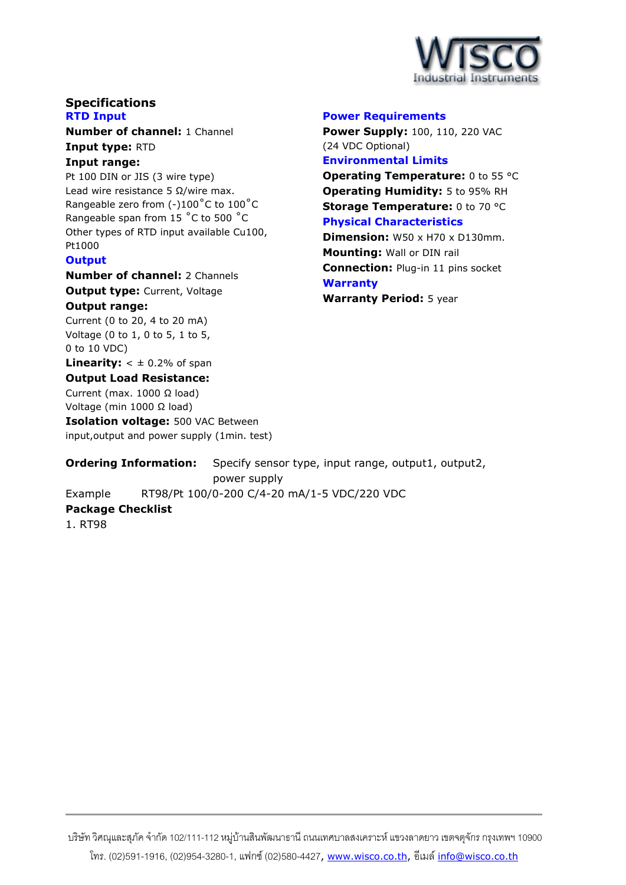## Specifications

### RTD Input

**Number of channel:** 1 Channel

**Input type:** RTD

**Input range:**

Pt 100 DIN or JIS (3 wire type)

Lead wire resistance 5 Ω/wire max.

Rangeable zero from (-)100˚C to 100˚C

Rangeable span from 15 ˚C to 500 ˚C

Other types of RTD input available Cu100, Pt1000

### Output

**Number of channel:** 2 Channels

**Output type:** Current, Voltage

**Output range:**

Current (0 to 20, 4 to 20 mA)

Voltage (0 to 1, 0 to 5, 1 to 5, 0 to 10 VDC)

**Linearity:** < ± 0.2% of span

**Output Load Resistance:**

Current (max. 1000 Ω load)

Voltage (min 1000 Ω load)

**Isolation voltage:** 500 VAC Between input,output and power supply (1min. test)

### Power Requirements

**Power Supply:** 100, 110, 220 VAC (24 VDC Optional)

### Environmental Limits

**Operating Temperature:** 0 to 55 °C

**Operating Humidity:** 5 to 95% RH

**Storage Temperature:** 0 to 70 °C

### Physical Characteristics

**Dimension:** W50 x H70 x D130mm.

**Mounting:** Wall or DIN rail

**Connection:** Plug-in 11 pins socket

### Warranty

**Warranty Period:** 5 year

**Ordering Information:** Specify sensor type, input range, output1, output2, power supply

Example RT98/Pt 100/0-200 C/4-20 mA/1-5 VDC/220 VDC

**Package Checklist**

1. RT98

บริษัท วิศณุและสุภัค จำกัด 102/111-112 หมู่บ้านสินพัฒนาธานี ถนนเทศบาลสงเคราะห์ แขวงลาดยาว เขตจตุจักร กรุงเทพฯ 10900
โทร. (02)591-1916, (02)954-3280-1, แฟกซ์ (02)580-4427, www.wisco.co.th, อีเมล์ info@wisco.co.th